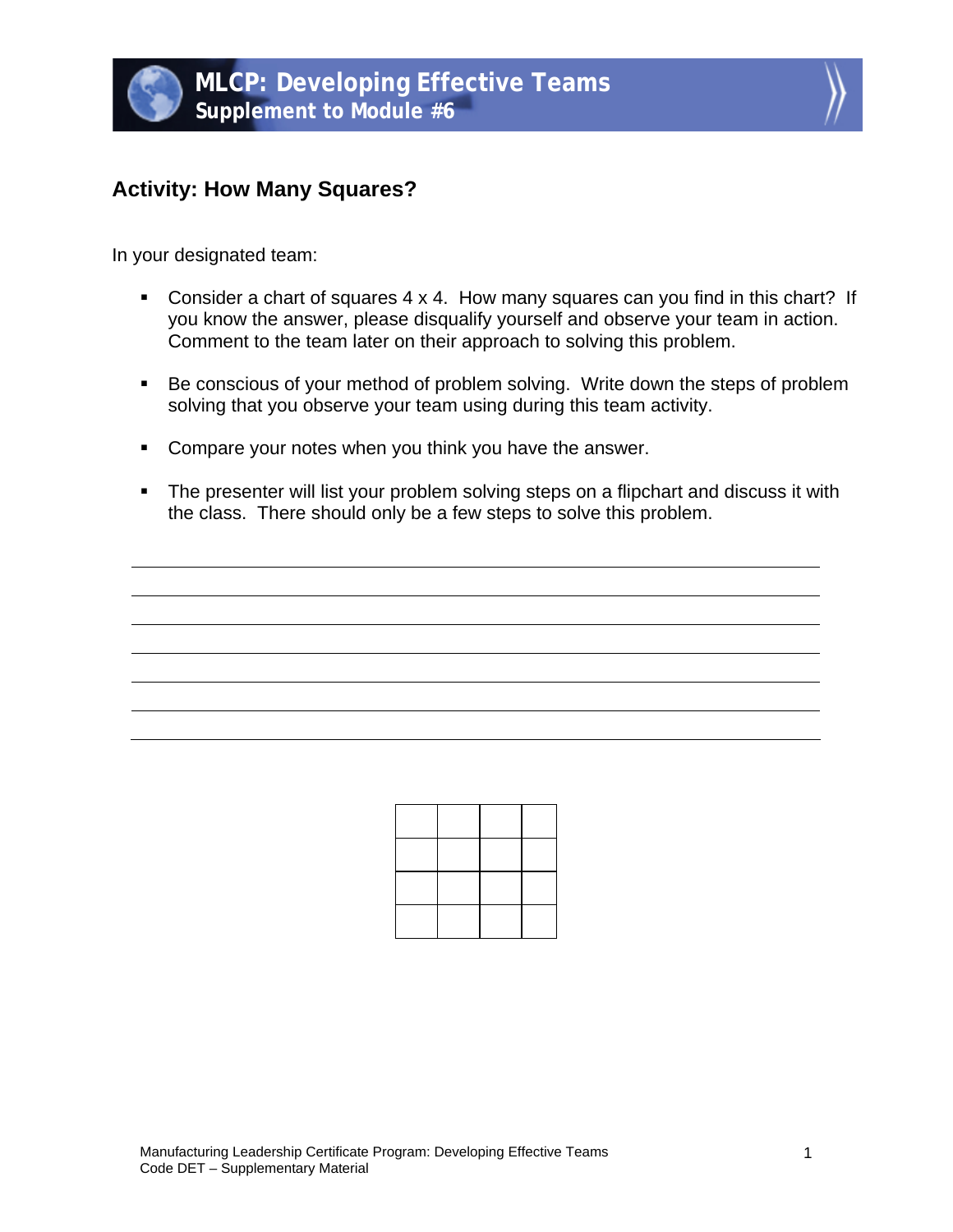# MLCP: Developing Effective Teams
## Supplement to Module #6

### Activity: How Many Squares?

In your designated team:

- Consider a chart of squares 4 x 4. How many squares can you find in this chart? If you know the answer, please disqualify yourself and observe your team in action. Comment to the team later on their approach to solving this problem.

- Be conscious of your method of problem solving. Write down the steps of problem solving that you observe your team using during this team activity.

- Compare your notes when you think you have the answer.

- The presenter will list your problem solving steps on a flipchart and discuss it with the class. There should only be a few steps to solve this problem.

| | | | |
|---|---|---|---|
| | | | |
| | | | |
| | | | |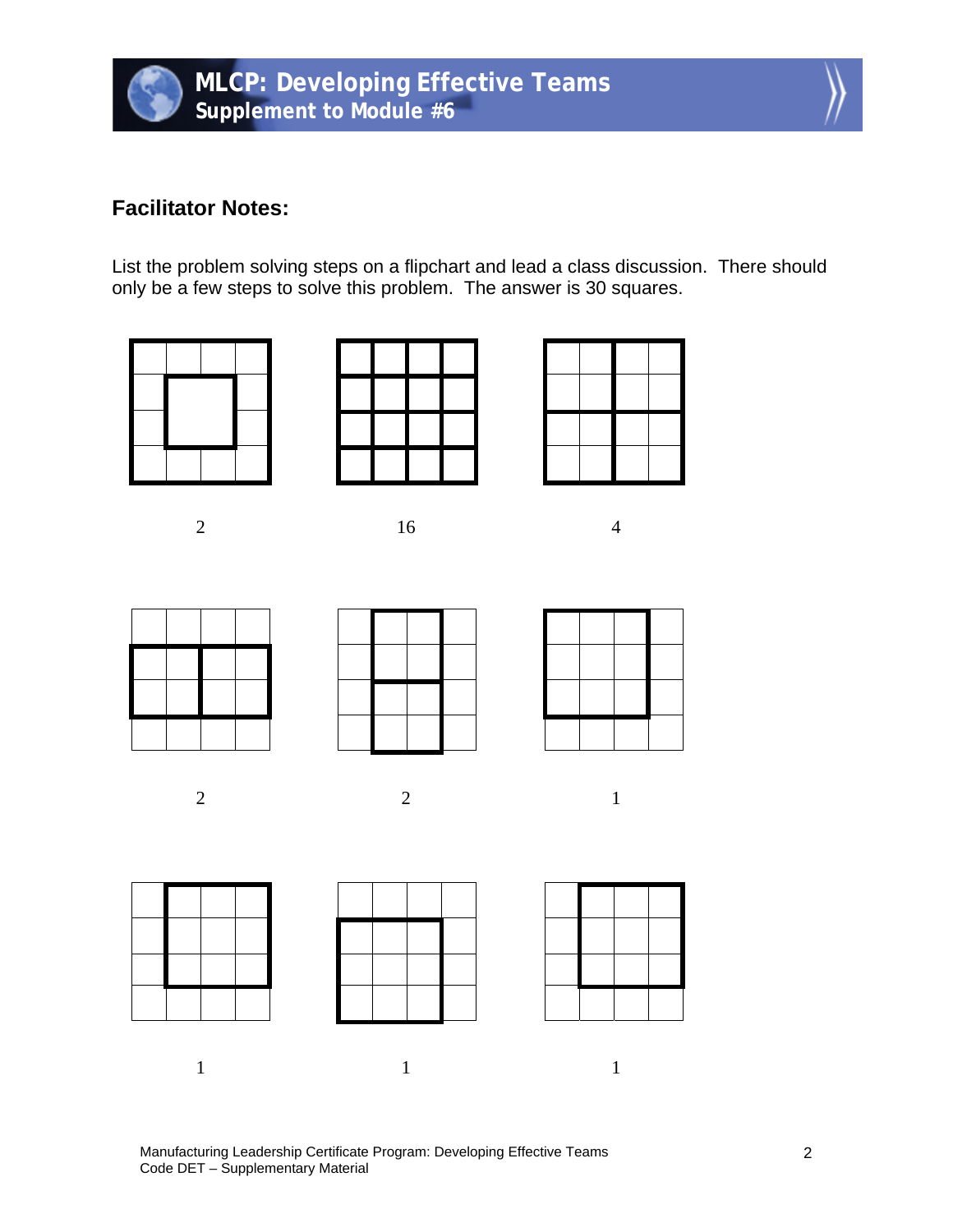## Facilitator Notes:

List the problem solving steps on a flipchart and lead a class discussion. There should only be a few steps to solve this problem. The answer is 30 squares.

2

16

4

2

2

1

1

1

1